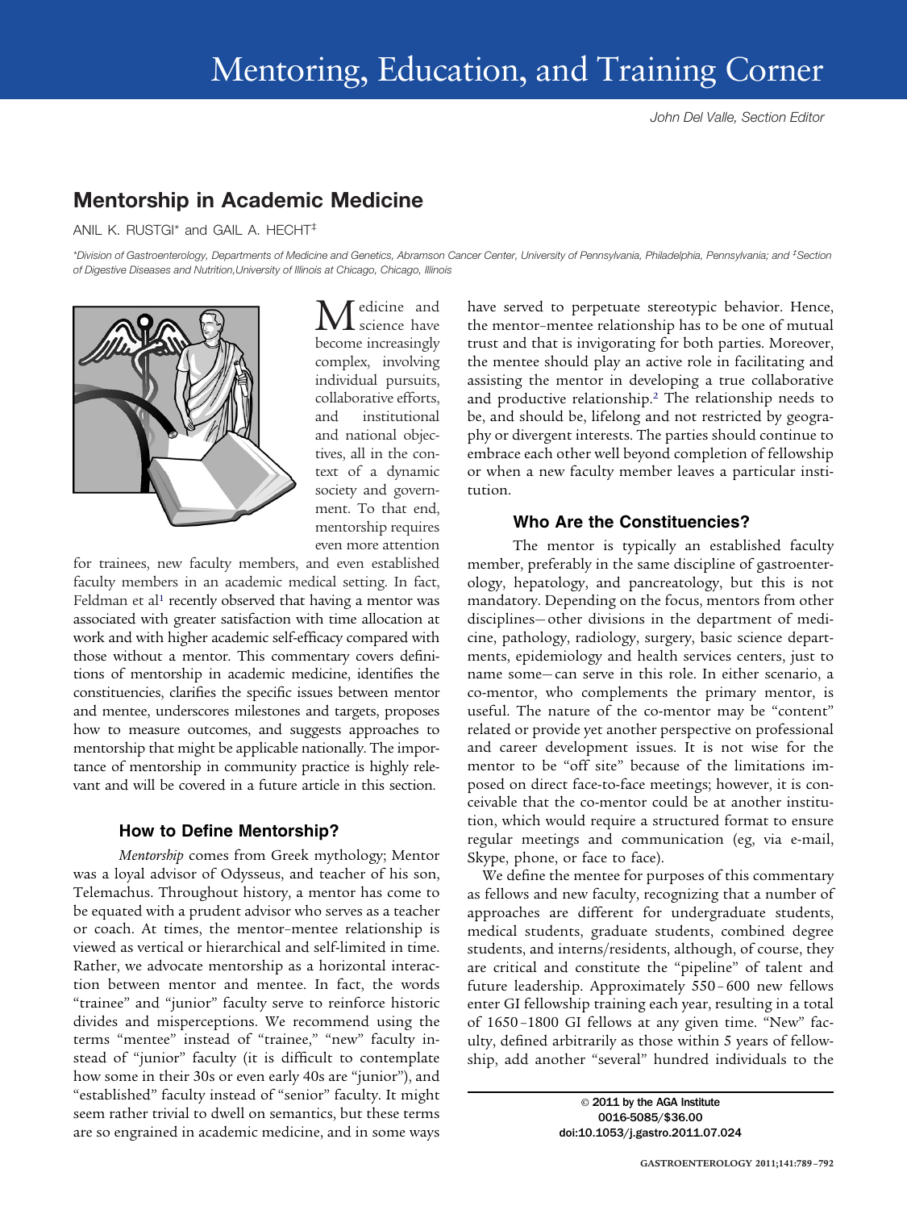# Mentoring, Education, and Training Corner

John Del Valle, Section Editor

## Mentorship in Academic Medicine

ANIL K. RUSTGI* and GAIL A. HECHT‡

*Division of Gastroenterology, Departments of Medicine and Genetics, Abramson Cancer Center, University of Pennsylvania, Philadelphia, Pennsylvania; and ‡Section of Digestive Diseases and Nutrition, University of Illinois at Chicago, Chicago, Illinois

Medicine and science have become increasingly complex, involving individual pursuits, collaborative efforts, and institutional and national objectives, all in the context of a dynamic society and government. To that end, mentorship requires even more attention for trainees, new faculty members, and even established faculty members in an academic medical setting. In fact, Feldman et al[1] recently observed that having a mentor was associated with greater satisfaction with time allocation at work and with higher academic self-efficacy compared with those without a mentor. This commentary covers definitions of mentorship in academic medicine, identifies the constituencies, clarifies the specific issues between mentor and mentee, underscores milestones and targets, proposes how to measure outcomes, and suggests approaches to mentorship that might be applicable nationally. The importance of mentorship in community practice is highly relevant and will be covered in a future article in this section.

### How to Define Mentorship?

*Mentorship* comes from Greek mythology; Mentor was a loyal advisor of Odysseus, and teacher of his son, Telemachus. Throughout history, a mentor has come to be equated with a prudent advisor who serves as a teacher or coach. At times, the mentor–mentee relationship is viewed as vertical or hierarchical and self-limited in time. Rather, we advocate mentorship as a horizontal interaction between mentor and mentee. In fact, the words "trainee" and "junior" faculty serve to reinforce historic divides and misperceptions. We recommend using the terms "mentee" instead of "trainee," "new" faculty instead of "junior" faculty (it is difficult to contemplate how some in their 30s or even early 40s are "junior"), and "established" faculty instead of "senior" faculty. It might seem rather trivial to dwell on semantics, but these terms are so engrained in academic medicine, and in some ways have served to perpetuate stereotypic behavior. Hence, the mentor–mentee relationship has to be one of mutual trust and that is invigorating for both parties. Moreover, the mentee should play an active role in facilitating and assisting the mentor in developing a true collaborative and productive relationship.[2] The relationship needs to be, and should be, lifelong and not restricted by geography or divergent interests. The parties should continue to embrace each other well beyond completion of fellowship or when a new faculty member leaves a particular institution.

### Who Are the Constituencies?

The mentor is typically an established faculty member, preferably in the same discipline of gastroenterology, hepatology, and pancreatology, but this is not mandatory. Depending on the focus, mentors from other disciplines—other divisions in the department of medicine, pathology, radiology, surgery, basic science departments, epidemiology and health services centers, just to name some—can serve in this role. In either scenario, a co-mentor, who complements the primary mentor, is useful. The nature of the co-mentor may be "content" related or provide yet another perspective on professional and career development issues. It is not wise for the mentor to be "off site" because of the limitations imposed on direct face-to-face meetings; however, it is conceivable that the co-mentor could be at another institution, which would require a structured format to ensure regular meetings and communication (eg, via e-mail, Skype, phone, or face to face).

We define the mentee for purposes of this commentary as fellows and new faculty, recognizing that a number of approaches are different for undergraduate students, medical students, graduate students, combined degree students, and interns/residents, although, of course, they are critical and constitute the "pipeline" of talent and future leadership. Approximately 550–600 new fellows enter GI fellowship training each year, resulting in a total of 1650–1800 GI fellows at any given time. "New" faculty, defined arbitrarily as those within 5 years of fellowship, add another "several" hundred individuals to the

© 2011 by the AGA Institute
0016-5085/$36.00
doi:10.1053/j.gastro.2011.07.024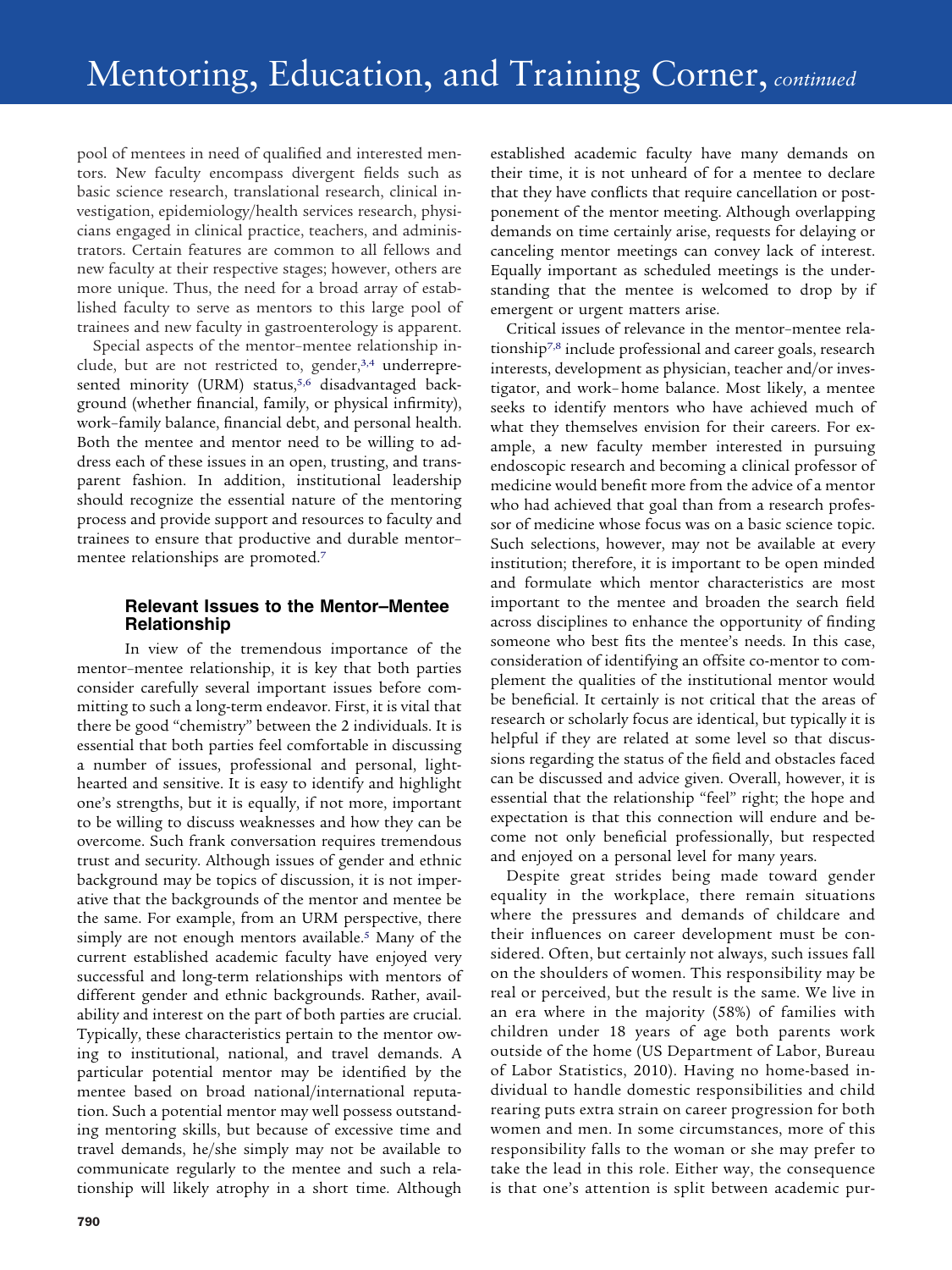pool of mentees in need of qualified and interested mentors. New faculty encompass divergent fields such as basic science research, translational research, clinical investigation, epidemiology/health services research, physicians engaged in clinical practice, teachers, and administrators. Certain features are common to all fellows and new faculty at their respective stages; however, others are more unique. Thus, the need for a broad array of established faculty to serve as mentors to this large pool of trainees and new faculty in gastroenterology is apparent.

Special aspects of the mentor–mentee relationship include, but are not restricted to, gender,[3,4] underrepresented minority (URM) status,[5,6] disadvantaged background (whether financial, family, or physical infirmity), work–family balance, financial debt, and personal health. Both the mentee and mentor need to be willing to address each of these issues in an open, trusting, and transparent fashion. In addition, institutional leadership should recognize the essential nature of the mentoring process and provide support and resources to faculty and trainees to ensure that productive and durable mentor–mentee relationships are promoted.[7]

### Relevant Issues to the Mentor–Mentee Relationship

In view of the tremendous importance of the mentor–mentee relationship, it is key that both parties consider carefully several important issues before committing to such a long-term endeavor. First, it is vital that there be good "chemistry" between the 2 individuals. It is essential that both parties feel comfortable in discussing a number of issues, professional and personal, lighthearted and sensitive. It is easy to identify and highlight one's strengths, but it is equally, if not more, important to be willing to discuss weaknesses and how they can be overcome. Such frank conversation requires tremendous trust and security. Although issues of gender and ethnic background may be topics of discussion, it is not imperative that the backgrounds of the mentor and mentee be the same. For example, from an URM perspective, there simply are not enough mentors available.[5] Many of the current established academic faculty have enjoyed very successful and long-term relationships with mentors of different gender and ethnic backgrounds. Rather, availability and interest on the part of both parties are crucial. Typically, these characteristics pertain to the mentor owing to institutional, national, and travel demands. A particular potential mentor may be identified by the mentee based on broad national/international reputation. Such a potential mentor may well possess outstanding mentoring skills, but because of excessive time and travel demands, he/she simply may not be available to communicate regularly to the mentee and such a relationship will likely atrophy in a short time. Although established academic faculty have many demands on their time, it is not unheard of for a mentee to declare that they have conflicts that require cancellation or postponement of the mentor meeting. Although overlapping demands on time certainly arise, requests for delaying or canceling mentor meetings can convey lack of interest. Equally important as scheduled meetings is the understanding that the mentee is welcomed to drop by if emergent or urgent matters arise.

Critical issues of relevance in the mentor–mentee relationship[7,8] include professional and career goals, research interests, development as physician, teacher and/or investigator, and work–home balance. Most likely, a mentee seeks to identify mentors who have achieved much of what they themselves envision for their careers. For example, a new faculty member interested in pursuing endoscopic research and becoming a clinical professor of medicine would benefit more from the advice of a mentor who had achieved that goal than from a research professor of medicine whose focus was on a basic science topic. Such selections, however, may not be available at every institution; therefore, it is important to be open minded and formulate which mentor characteristics are most important to the mentee and broaden the search field across disciplines to enhance the opportunity of finding someone who best fits the mentee's needs. In this case, consideration of identifying an offsite co-mentor to complement the qualities of the institutional mentor would be beneficial. It certainly is not critical that the areas of research or scholarly focus are identical, but typically it is helpful if they are related at some level so that discussions regarding the status of the field and obstacles faced can be discussed and advice given. Overall, however, it is essential that the relationship "feel" right; the hope and expectation is that this connection will endure and become not only beneficial professionally, but respected and enjoyed on a personal level for many years.

Despite great strides being made toward gender equality in the workplace, there remain situations where the pressures and demands of childcare and their influences on career development must be considered. Often, but certainly not always, such issues fall on the shoulders of women. This responsibility may be real or perceived, but the result is the same. We live in an era where in the majority (58%) of families with children under 18 years of age both parents work outside of the home (US Department of Labor, Bureau of Labor Statistics, 2010). Having no home-based individual to handle domestic responsibilities and child rearing puts extra strain on career progression for both women and men. In some circumstances, more of this responsibility falls to the woman or she may prefer to take the lead in this role. Either way, the consequence is that one's attention is split between academic pur-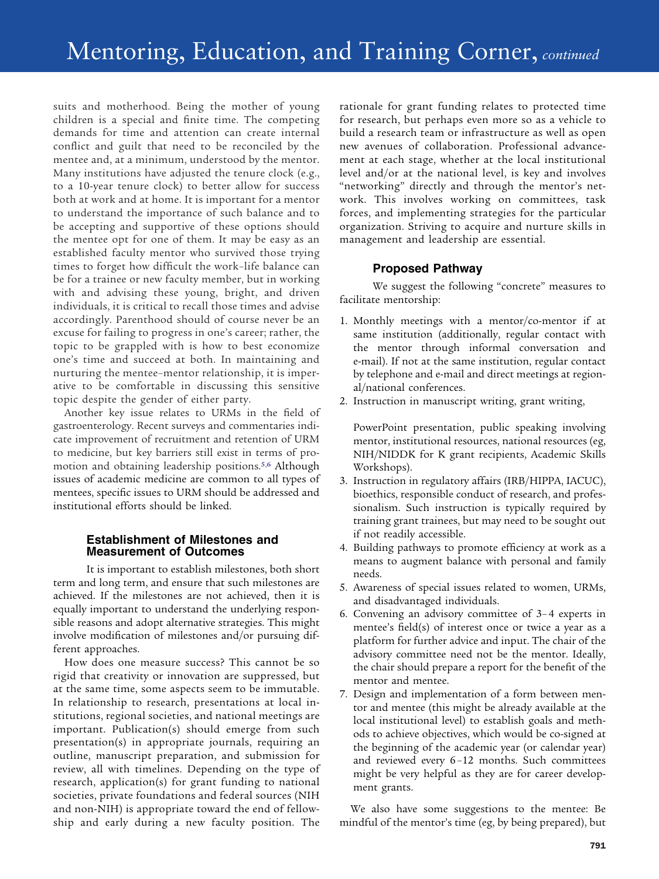suits and motherhood. Being the mother of young children is a special and finite time. The competing demands for time and attention can create internal conflict and guilt that need to be reconciled by the mentee and, at a minimum, understood by the mentor. Many institutions have adjusted the tenure clock (e.g., to a 10-year tenure clock) to better allow for success both at work and at home. It is important for a mentor to understand the importance of such balance and to be accepting and supportive of these options should the mentee opt for one of them. It may be easy as an established faculty mentor who survived those trying times to forget how difficult the work–life balance can be for a trainee or new faculty member, but in working with and advising these young, bright, and driven individuals, it is critical to recall those times and advise accordingly. Parenthood should of course never be an excuse for failing to progress in one's career; rather, the topic to be grappled with is how to best economize one's time and succeed at both. In maintaining and nurturing the mentee–mentor relationship, it is imperative to be comfortable in discussing this sensitive topic despite the gender of either party.

Another key issue relates to URMs in the field of gastroenterology. Recent surveys and commentaries indicate improvement of recruitment and retention of URM to medicine, but key barriers still exist in terms of promotion and obtaining leadership positions.[5,6] Although issues of academic medicine are common to all types of mentees, specific issues to URM should be addressed and institutional efforts should be linked.

### Establishment of Milestones and Measurement of Outcomes

It is important to establish milestones, both short term and long term, and ensure that such milestones are achieved. If the milestones are not achieved, then it is equally important to understand the underlying responsible reasons and adopt alternative strategies. This might involve modification of milestones and/or pursuing different approaches.

How does one measure success? This cannot be so rigid that creativity or innovation are suppressed, but at the same time, some aspects seem to be immutable. In relationship to research, presentations at local institutions, regional societies, and national meetings are important. Publication(s) should emerge from such presentation(s) in appropriate journals, requiring an outline, manuscript preparation, and submission for review, all with timelines. Depending on the type of research, application(s) for grant funding to national societies, private foundations and federal sources (NIH and non-NIH) is appropriate toward the end of fellowship and early during a new faculty position. The rationale for grant funding relates to protected time for research, but perhaps even more so as a vehicle to build a research team or infrastructure as well as open new avenues of collaboration. Professional advancement at each stage, whether at the local institutional level and/or at the national level, is key and involves "networking" directly and through the mentor's network. This involves working on committees, task forces, and implementing strategies for the particular organization. Striving to acquire and nurture skills in management and leadership are essential.

### Proposed Pathway

We suggest the following "concrete" measures to facilitate mentorship:

1. Monthly meetings with a mentor/co-mentor if at same institution (additionally, regular contact with the mentor through informal conversation and e-mail). If not at the same institution, regular contact by telephone and e-mail and direct meetings at regional/national conferences.
2. Instruction in manuscript writing, grant writing, PowerPoint presentation, public speaking involving mentor, institutional resources, national resources (eg, NIH/NIDDK for K grant recipients, Academic Skills Workshops).
3. Instruction in regulatory affairs (IRB/HIPPA, IACUC), bioethics, responsible conduct of research, and professionalism. Such instruction is typically required by training grant trainees, but may need to be sought out if not readily accessible.
4. Building pathways to promote efficiency at work as a means to augment balance with personal and family needs.
5. Awareness of special issues related to women, URMs, and disadvantaged individuals.
6. Convening an advisory committee of 3–4 experts in mentee's field(s) of interest once or twice a year as a platform for further advice and input. The chair of the advisory committee need not be the mentor. Ideally, the chair should prepare a report for the benefit of the mentor and mentee.
7. Design and implementation of a form between mentor and mentee (this might be already available at the local institutional level) to establish goals and methods to achieve objectives, which would be co-signed at the beginning of the academic year (or calendar year) and reviewed every 6–12 months. Such committees might be very helpful as they are for career development grants.

We also have some suggestions to the mentee: Be mindful of the mentor's time (eg, by being prepared), but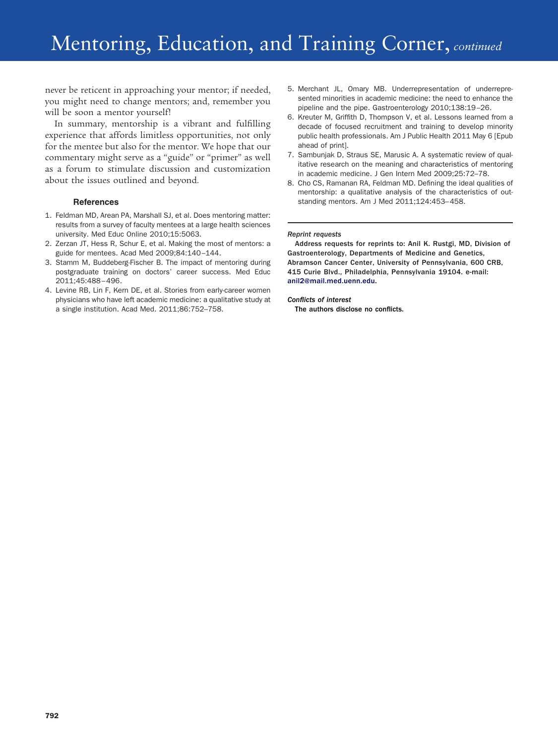never be reticent in approaching your mentor; if needed, you might need to change mentors; and, remember you will be soon a mentor yourself!

In summary, mentorship is a vibrant and fulfilling experience that affords limitless opportunities, not only for the mentee but also for the mentor. We hope that our commentary might serve as a "guide" or "primer" as well as a forum to stimulate discussion and customization about the issues outlined and beyond.

### References

1. Feldman MD, Arean PA, Marshall SJ, et al. Does mentoring matter: results from a survey of faculty mentees at a large health sciences university. Med Educ Online 2010;15:5063.
2. Zerzan JT, Hess R, Schur E, et al. Making the most of mentors: a guide for mentees. Acad Med 2009;84:140–144.
3. Stamm M, Buddeberg-Fischer B. The impact of mentoring during postgraduate training on doctors' career success. Med Educ 2011;45:488–496.
4. Levine RB, Lin F, Kern DE, et al. Stories from early-career women physicians who have left academic medicine: a qualitative study at a single institution. Acad Med. 2011;86:752–758.
5. Merchant JL, Omary MB. Underrepresentation of underrepresented minorities in academic medicine: the need to enhance the pipeline and the pipe. Gastroenterology 2010;138:19–26.
6. Kreuter M, Griffith D, Thompson V, et al. Lessons learned from a decade of focused recruitment and training to develop minority public health professionals. Am J Public Health 2011 May 6 [Epub ahead of print].
7. Sambunjak D, Straus SE, Marusic A. A systematic review of qualitative research on the meaning and characteristics of mentoring in academic medicine. J Gen Intern Med 2009;25:72–78.
8. Cho CS, Ramanan RA, Feldman MD. Defining the ideal qualities of mentorship: a qualitative analysis of the characteristics of outstanding mentors. Am J Med 2011;124:453–458.

---

*Reprint requests*

**Address requests for reprints to: Anil K. Rustgi, MD, Division of Gastroenterology, Departments of Medicine and Genetics, Abramson Cancer Center, University of Pennsylvania, 600 CRB, 415 Curie Blvd., Philadelphia, Pennsylvania 19104. e-mail: anil2@mail.med.uenn.edu.**

*Conflicts of interest*

**The authors disclose no conflicts.**